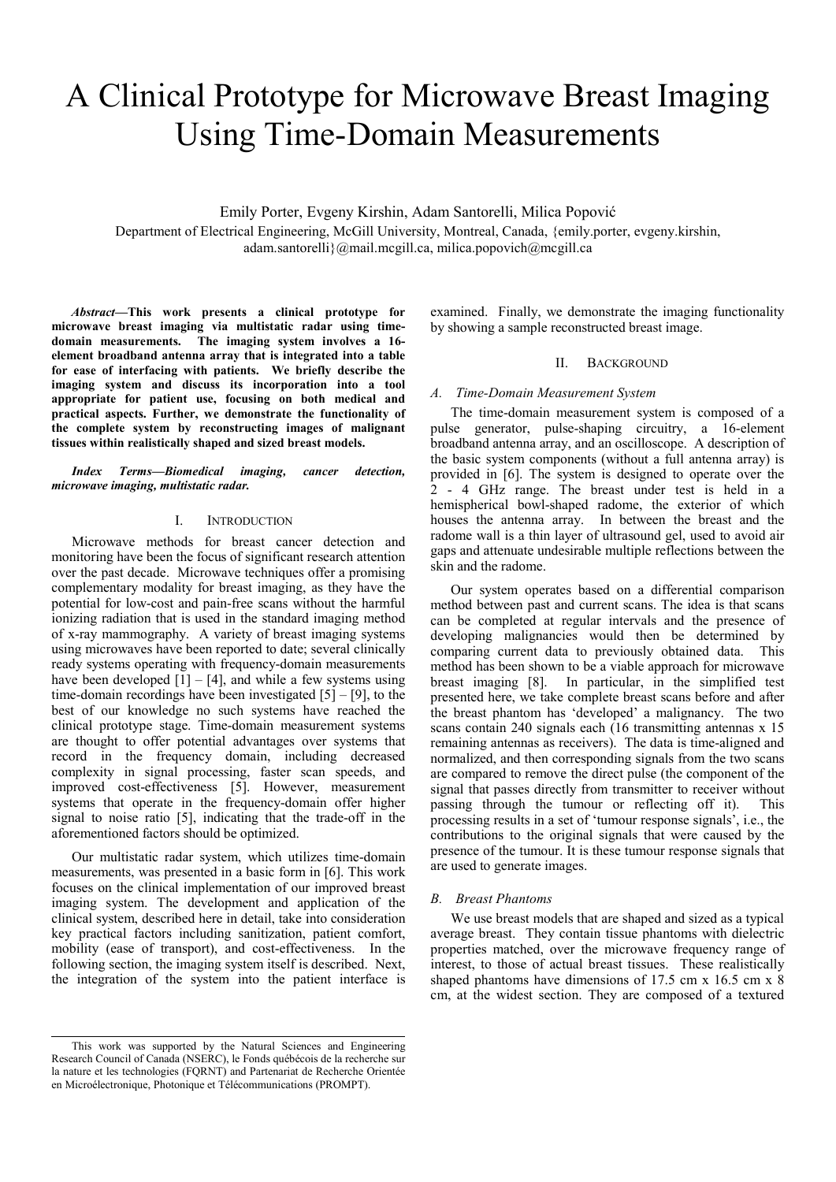# A Clinical Prototype for Microwave Breast Imaging Using Time-Domain Measurements

Emily Porter, Evgeny Kirshin, Adam Santorelli, Milica Popović

Department of Electrical Engineering, McGill University, Montreal, Canada, {emily.porter, evgeny.kirshin, adam.santorelli}@mail.mcgill.ca, milica.popovich@mcgill.ca

***Abstract*—This work presents a clinical prototype for microwave breast imaging via multistatic radar using time-domain measurements. The imaging system involves a 16-element broadband antenna array that is integrated into a table for ease of interfacing with patients. We briefly describe the imaging system and discuss its incorporation into a tool appropriate for patient use, focusing on both medical and practical aspects. Further, we demonstrate the functionality of the complete system by reconstructing images of malignant tissues within realistically shaped and sized breast models.**

***Index Terms*—Biomedical imaging, cancer detection, microwave imaging, multistatic radar.**

## I. Introduction

Microwave methods for breast cancer detection and monitoring have been the focus of significant research attention over the past decade. Microwave techniques offer a promising complementary modality for breast imaging, as they have the potential for low-cost and pain-free scans without the harmful ionizing radiation that is used in the standard imaging method of x-ray mammography. A variety of breast imaging systems using microwaves have been reported to date; several clinically ready systems operating with frequency-domain measurements have been developed [1] – [4], and while a few systems using time-domain recordings have been investigated [5] – [9], to the best of our knowledge no such systems have reached the clinical prototype stage. Time-domain measurement systems are thought to offer potential advantages over systems that record in the frequency domain, including decreased complexity in signal processing, faster scan speeds, and improved cost-effectiveness [5]. However, measurement systems that operate in the frequency-domain offer higher signal to noise ratio [5], indicating that the trade-off in the aforementioned factors should be optimized.

Our multistatic radar system, which utilizes time-domain measurements, was presented in a basic form in [6]. This work focuses on the clinical implementation of our improved breast imaging system. The development and application of the clinical system, described here in detail, take into consideration key practical factors including sanitization, patient comfort, mobility (ease of transport), and cost-effectiveness. In the following section, the imaging system itself is described. Next, the integration of the system into the patient interface is examined. Finally, we demonstrate the imaging functionality by showing a sample reconstructed breast image.

## II. Background

### *A. Time-Domain Measurement System*

The time-domain measurement system is composed of a pulse generator, pulse-shaping circuitry, a 16-element broadband antenna array, and an oscilloscope. A description of the basic system components (without a full antenna array) is provided in [6]. The system is designed to operate over the 2 - 4 GHz range. The breast under test is held in a hemispherical bowl-shaped radome, the exterior of which houses the antenna array. In between the breast and the radome wall is a thin layer of ultrasound gel, used to avoid air gaps and attenuate undesirable multiple reflections between the skin and the radome.

Our system operates based on a differential comparison method between past and current scans. The idea is that scans can be completed at regular intervals and the presence of developing malignancies would then be determined by comparing current data to previously obtained data. This method has been shown to be a viable approach for microwave breast imaging [8]. In particular, in the simplified test presented here, we take complete breast scans before and after the breast phantom has 'developed' a malignancy. The two scans contain 240 signals each (16 transmitting antennas x 15 remaining antennas as receivers). The data is time-aligned and normalized, and then corresponding signals from the two scans are compared to remove the direct pulse (the component of the signal that passes directly from transmitter to receiver without passing through the tumour or reflecting off it). This processing results in a set of 'tumour response signals', i.e., the contributions to the original signals that were caused by the presence of the tumour. It is these tumour response signals that are used to generate images.

### *B. Breast Phantoms*

We use breast models that are shaped and sized as a typical average breast. They contain tissue phantoms with dielectric properties matched, over the microwave frequency range of interest, to those of actual breast tissues. These realistically shaped phantoms have dimensions of 17.5 cm x 16.5 cm x 8 cm, at the widest section. They are composed of a textured

This work was supported by the Natural Sciences and Engineering Research Council of Canada (NSERC), le Fonds québécois de la recherche sur la nature et les technologies (FQRNT) and Partenariat de Recherche Orientée en Microélectronique, Photonique et Télécommunications (PROMPT).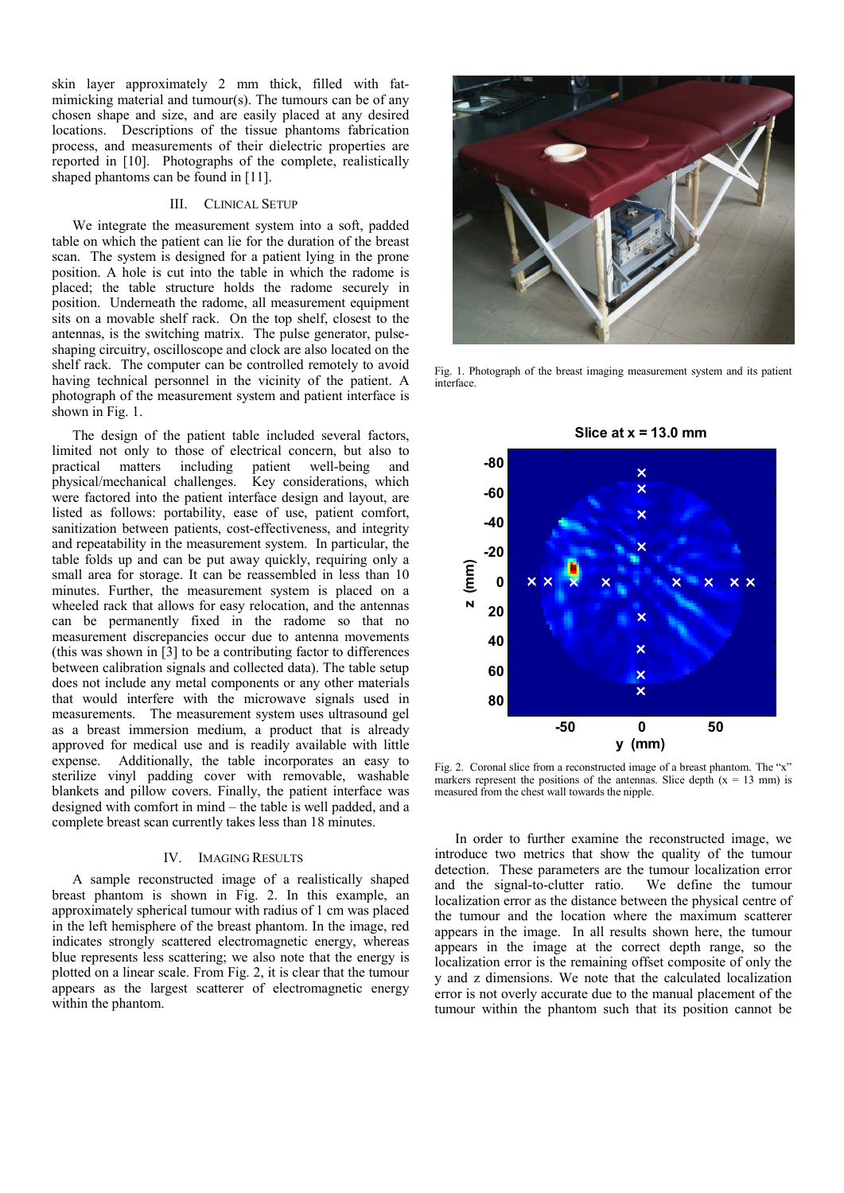skin layer approximately 2 mm thick, filled with fat-mimicking material and tumour(s). The tumours can be of any chosen shape and size, and are easily placed at any desired locations. Descriptions of the tissue phantoms fabrication process, and measurements of their dielectric properties are reported in [10]. Photographs of the complete, realistically shaped phantoms can be found in [11].

## III. Clinical Setup

We integrate the measurement system into a soft, padded table on which the patient can lie for the duration of the breast scan. The system is designed for a patient lying in the prone position. A hole is cut into the table in which the radome is placed; the table structure holds the radome securely in position. Underneath the radome, all measurement equipment sits on a movable shelf rack. On the top shelf, closest to the antennas, is the switching matrix. The pulse generator, pulse-shaping circuitry, oscilloscope and clock are also located on the shelf rack. The computer can be controlled remotely to avoid having technical personnel in the vicinity of the patient. A photograph of the measurement system and patient interface is shown in Fig. 1.

The design of the patient table included several factors, limited not only to those of electrical concern, but also to practical matters including patient well-being and physical/mechanical challenges. Key considerations, which were factored into the patient interface design and layout, are listed as follows: portability, ease of use, patient comfort, sanitization between patients, cost-effectiveness, and integrity and repeatability in the measurement system. In particular, the table folds up and can be put away quickly, requiring only a small area for storage. It can be reassembled in less than 10 minutes. Further, the measurement system is placed on a wheeled rack that allows for easy relocation, and the antennas can be permanently fixed in the radome so that no measurement discrepancies occur due to antenna movements (this was shown in [3] to be a contributing factor to differences between calibration signals and collected data). The table setup does not include any metal components or any other materials that would interfere with the microwave signals used in measurements. The measurement system uses ultrasound gel as a breast immersion medium, a product that is already approved for medical use and is readily available with little expense. Additionally, the table incorporates an easy to sterilize vinyl padding cover with removable, washable blankets and pillow covers. Finally, the patient interface was designed with comfort in mind – the table is well padded, and a complete breast scan currently takes less than 18 minutes.

Fig. 1. Photograph of the breast imaging measurement system and its patient interface.

Fig. 2. Coronal slice from a reconstructed image of a breast phantom. The "x" markers represent the positions of the antennas. Slice depth (x = 13 mm) is measured from the chest wall towards the nipple.

## IV. Imaging Results

A sample reconstructed image of a realistically shaped breast phantom is shown in Fig. 2. In this example, an approximately spherical tumour with radius of 1 cm was placed in the left hemisphere of the breast phantom. In the image, red indicates strongly scattered electromagnetic energy, whereas blue represents less scattering; we also note that the energy is plotted on a linear scale. From Fig. 2, it is clear that the tumour appears as the largest scatterer of electromagnetic energy within the phantom.

In order to further examine the reconstructed image, we introduce two metrics that show the quality of the tumour detection. These parameters are the tumour localization error and the signal-to-clutter ratio. We define the tumour localization error as the distance between the physical centre of the tumour and the location where the maximum scatterer appears in the image. In all results shown here, the tumour appears in the image at the correct depth range, so the localization error is the remaining offset composite of only the y and z dimensions. We note that the calculated localization error is not overly accurate due to the manual placement of the tumour within the phantom such that its position cannot be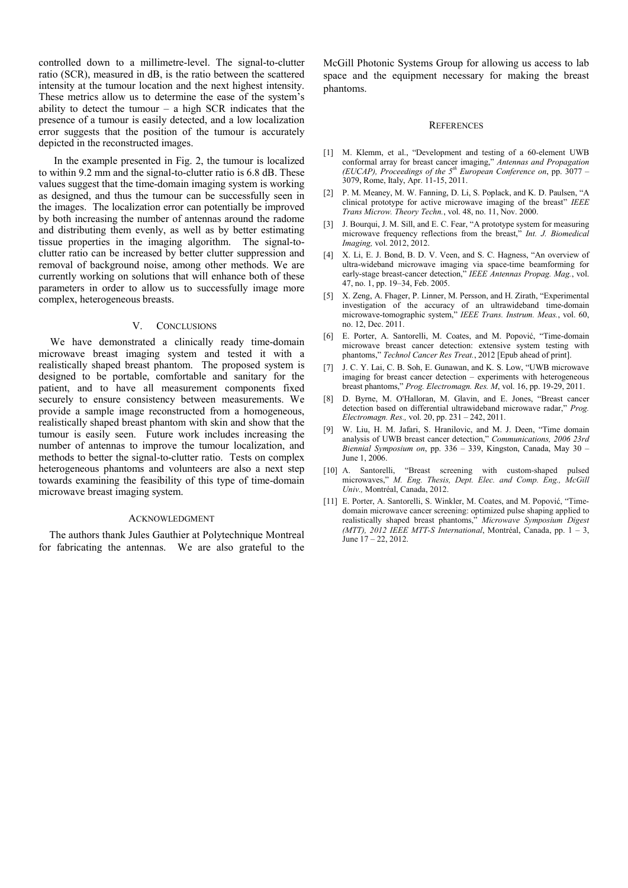controlled down to a millimetre-level. The signal-to-clutter ratio (SCR), measured in dB, is the ratio between the scattered intensity at the tumour location and the next highest intensity. These metrics allow us to determine the ease of the system's ability to detect the tumour – a high SCR indicates that the presence of a tumour is easily detected, and a low localization error suggests that the position of the tumour is accurately depicted in the reconstructed images.

In the example presented in Fig. 2, the tumour is localized to within 9.2 mm and the signal-to-clutter ratio is 6.8 dB. These values suggest that the time-domain imaging system is working as designed, and thus the tumour can be successfully seen in the images. The localization error can potentially be improved by both increasing the number of antennas around the radome and distributing them evenly, as well as by better estimating tissue properties in the imaging algorithm. The signal-to-clutter ratio can be increased by better clutter suppression and removal of background noise, among other methods. We are currently working on solutions that will enhance both of these parameters in order to allow us to successfully image more complex, heterogeneous breasts.

## V. Conclusions

We have demonstrated a clinically ready time-domain microwave breast imaging system and tested it with a realistically shaped breast phantom. The proposed system is designed to be portable, comfortable and sanitary for the patient, and to have all measurement components fixed securely to ensure consistency between measurements. We provide a sample image reconstructed from a homogeneous, realistically shaped breast phantom with skin and show that the tumour is easily seen. Future work includes increasing the number of antennas to improve the tumour localization, and methods to better the signal-to-clutter ratio. Tests on complex heterogeneous phantoms and volunteers are also a next step towards examining the feasibility of this type of time-domain microwave breast imaging system.

## Acknowledgment

The authors thank Jules Gauthier at Polytechnique Montreal for fabricating the antennas. We are also grateful to the McGill Photonic Systems Group for allowing us access to lab space and the equipment necessary for making the breast phantoms.

## References

[1] M. Klemm, et al., "Development and testing of a 60-element UWB conformal array for breast cancer imaging," *Antennas and Propagation (EUCAP), Proceedings of the 5th European Conference on*, pp. 3077 – 3079, Rome, Italy, Apr. 11-15, 2011.

[2] P. M. Meaney, M. W. Fanning, D. Li, S. Poplack, and K. D. Paulsen, "A clinical prototype for active microwave imaging of the breast" *IEEE Trans Microw. Theory Techn.*, vol. 48, no. 11, Nov. 2000.

[3] J. Bourqui, J. M. Sill, and E. C. Fear, "A prototype system for measuring microwave frequency reflections from the breast," *Int. J. Biomedical Imaging,* vol. 2012, 2012.

[4] X. Li, E. J. Bond, B. D. V. Veen, and S. C. Hagness, "An overview of ultra-wideband microwave imaging via space-time beamforming for early-stage breast-cancer detection," *IEEE Antennas Propag. Mag.*, vol. 47, no. 1, pp. 19–34, Feb. 2005.

[5] X. Zeng, A. Fhager, P. Linner, M. Persson, and H. Zirath, "Experimental investigation of the accuracy of an ultrawideband time-domain microwave-tomographic system," *IEEE Trans. Instrum. Meas.*, vol. 60, no. 12, Dec. 2011.

[6] E. Porter, A. Santorelli, M. Coates, and M. Popović, "Time-domain microwave breast cancer detection: extensive system testing with phantoms," *Technol Cancer Res Treat.*, 2012 [Epub ahead of print].

[7] J. C. Y. Lai, C. B. Soh, E. Gunawan, and K. S. Low, "UWB microwave imaging for breast cancer detection – experiments with heterogeneous breast phantoms," *Prog. Electromagn. Res. M*, vol. 16, pp. 19-29, 2011.

[8] D. Byrne, M. O'Halloran, M. Glavin, and E. Jones, "Breast cancer detection based on differential ultrawideband microwave radar," *Prog. Electromagn. Res.,* vol. 20, pp. 231 – 242, 2011.

[9] W. Liu, H. M. Jafari, S. Hranilovic, and M. J. Deen, "Time domain analysis of UWB breast cancer detection," *Communications, 2006 23rd Biennial Symposium on*, pp. 336 – 339, Kingston, Canada, May 30 – June 1, 2006.

[10] A. Santorelli, "Breast screening with custom-shaped pulsed microwaves," *M. Eng. Thesis, Dept. Elec. and Comp. Eng., McGill Univ.,* Montréal, Canada, 2012.

[11] E. Porter, A. Santorelli, S. Winkler, M. Coates, and M. Popović, "Time-domain microwave cancer screening: optimized pulse shaping applied to realistically shaped breast phantoms," *Microwave Symposium Digest (MTT), 2012 IEEE MTT-S International*, Montréal, Canada, pp. 1 – 3, June 17 – 22, 2012.